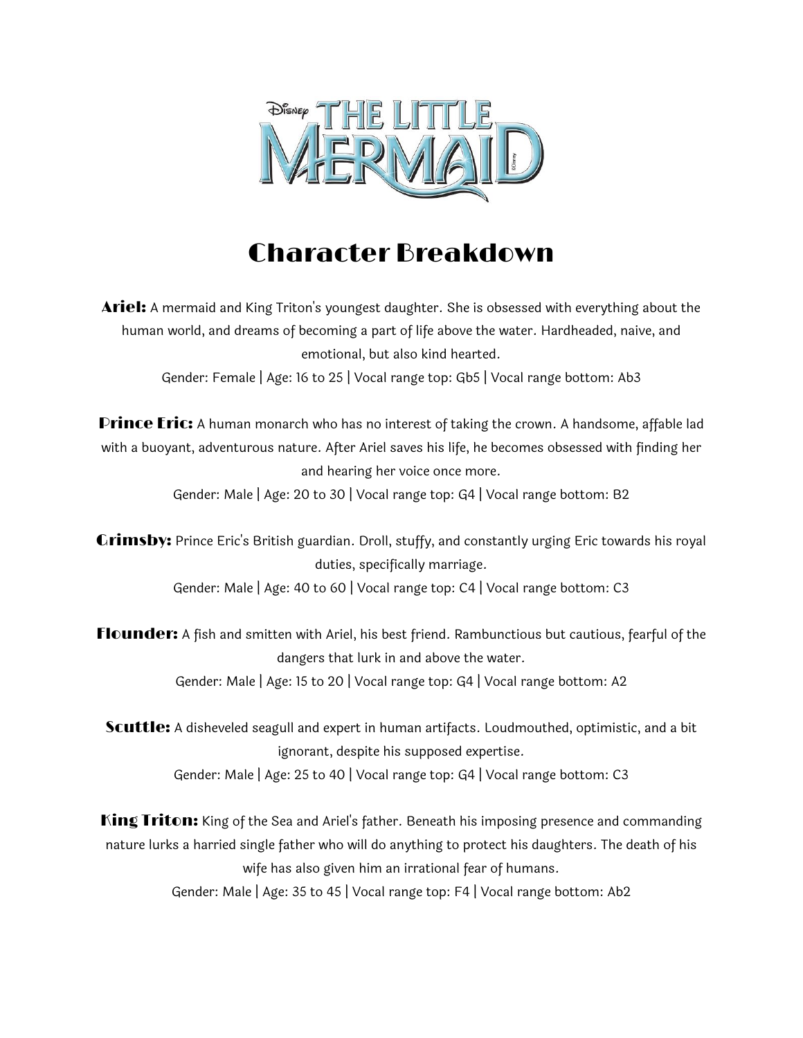# Disney THE LITTLE MERMAID

## Character Breakdown

**Ariel:** A mermaid and King Triton's youngest daughter. She is obsessed with everything about the human world, and dreams of becoming a part of life above the water. Hardheaded, naive, and emotional, but also kind hearted.
Gender: Female | Age: 16 to 25 | Vocal range top: Gb5 | Vocal range bottom: Ab3

**Prince Eric:** A human monarch who has no interest of taking the crown. A handsome, affable lad with a buoyant, adventurous nature. After Ariel saves his life, he becomes obsessed with finding her and hearing her voice once more.
Gender: Male | Age: 20 to 30 | Vocal range top: G4 | Vocal range bottom: B2

**Grimsby:** Prince Eric's British guardian. Droll, stuffy, and constantly urging Eric towards his royal duties, specifically marriage.
Gender: Male | Age: 40 to 60 | Vocal range top: C4 | Vocal range bottom: C3

**Flounder:** A fish and smitten with Ariel, his best friend. Rambunctious but cautious, fearful of the dangers that lurk in and above the water.
Gender: Male | Age: 15 to 20 | Vocal range top: G4 | Vocal range bottom: A2

**Scuttle:** A disheveled seagull and expert in human artifacts. Loudmouthed, optimistic, and a bit ignorant, despite his supposed expertise.
Gender: Male | Age: 25 to 40 | Vocal range top: G4 | Vocal range bottom: C3

**King Triton:** King of the Sea and Ariel's father. Beneath his imposing presence and commanding nature lurks a harried single father who will do anything to protect his daughters. The death of his wife has also given him an irrational fear of humans.
Gender: Male | Age: 35 to 45 | Vocal range top: F4 | Vocal range bottom: Ab2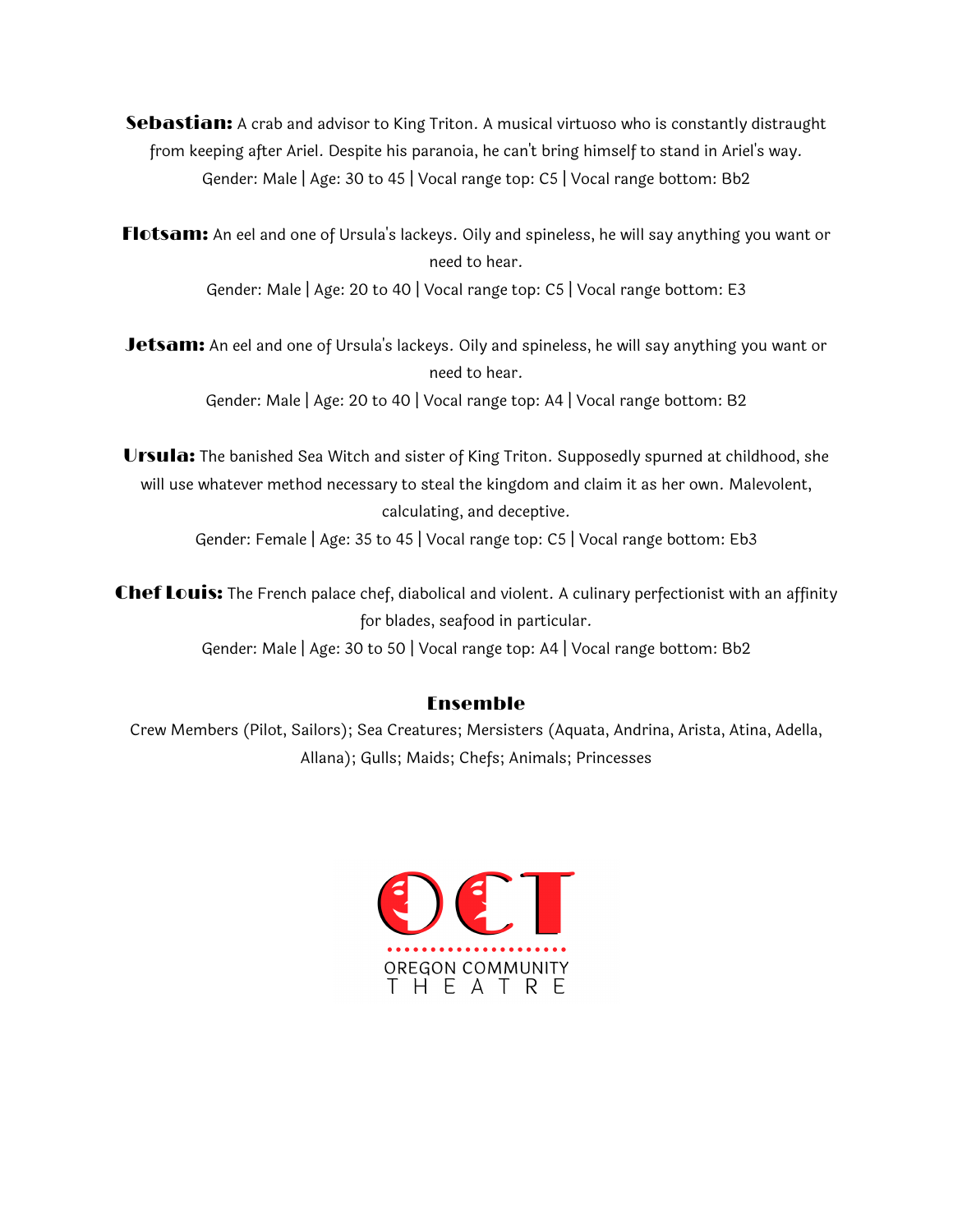**Sebastian:** A crab and advisor to King Triton. A musical virtuoso who is constantly distraught from keeping after Ariel. Despite his paranoia, he can't bring himself to stand in Ariel's way.
Gender: Male | Age: 30 to 45 | Vocal range top: C5 | Vocal range bottom: Bb2

**Flotsam:** An eel and one of Ursula's lackeys. Oily and spineless, he will say anything you want or need to hear.
Gender: Male | Age: 20 to 40 | Vocal range top: C5 | Vocal range bottom: E3

**Jetsam:** An eel and one of Ursula's lackeys. Oily and spineless, he will say anything you want or need to hear.
Gender: Male | Age: 20 to 40 | Vocal range top: A4 | Vocal range bottom: B2

**Ursula:** The banished Sea Witch and sister of King Triton. Supposedly spurned at childhood, she will use whatever method necessary to steal the kingdom and claim it as her own. Malevolent, calculating, and deceptive.
Gender: Female | Age: 35 to 45 | Vocal range top: C5 | Vocal range bottom: Eb3

**Chef Louis:** The French palace chef, diabolical and violent. A culinary perfectionist with an affinity for blades, seafood in particular.
Gender: Male | Age: 30 to 50 | Vocal range top: A4 | Vocal range bottom: Bb2

## Ensemble

Crew Members (Pilot, Sailors); Sea Creatures; Mersisters (Aquata, Andrina, Arista, Atina, Adella, Allana); Gulls; Maids; Chefs; Animals; Princesses

OCT
OREGON COMMUNITY THEATRE